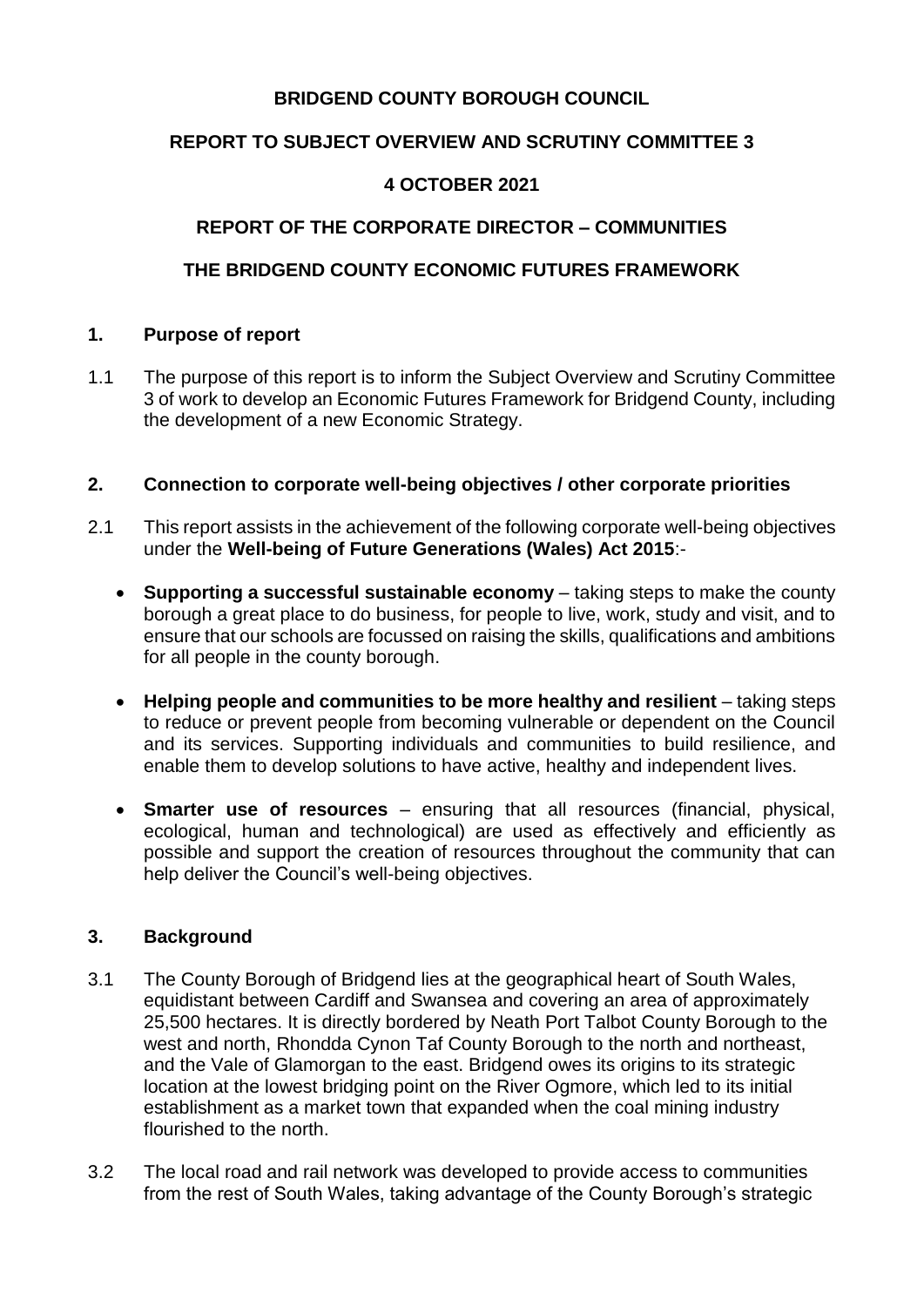**BRIDGEND COUNTY BOROUGH COUNCIL**

**REPORT TO SUBJECT OVERVIEW AND SCRUTINY COMMITTEE 3**

**4 OCTOBER 2021**

**REPORT OF THE CORPORATE DIRECTOR – COMMUNITIES**

**THE BRIDGEND COUNTY ECONOMIC FUTURES FRAMEWORK**

## 1. Purpose of report

1.1 The purpose of this report is to inform the Subject Overview and Scrutiny Committee 3 of work to develop an Economic Futures Framework for Bridgend County, including the development of a new Economic Strategy.

## 2. Connection to corporate well-being objectives / other corporate priorities

2.1 This report assists in the achievement of the following corporate well-being objectives under the **Well-being of Future Generations (Wales) Act 2015**:-

- **Supporting a successful sustainable economy** – taking steps to make the county borough a great place to do business, for people to live, work, study and visit, and to ensure that our schools are focussed on raising the skills, qualifications and ambitions for all people in the county borough.
- **Helping people and communities to be more healthy and resilient** – taking steps to reduce or prevent people from becoming vulnerable or dependent on the Council and its services. Supporting individuals and communities to build resilience, and enable them to develop solutions to have active, healthy and independent lives.
- **Smarter use of resources** – ensuring that all resources (financial, physical, ecological, human and technological) are used as effectively and efficiently as possible and support the creation of resources throughout the community that can help deliver the Council's well-being objectives.

## 3. Background

3.1 The County Borough of Bridgend lies at the geographical heart of South Wales, equidistant between Cardiff and Swansea and covering an area of approximately 25,500 hectares. It is directly bordered by Neath Port Talbot County Borough to the west and north, Rhondda Cynon Taf County Borough to the north and northeast, and the Vale of Glamorgan to the east. Bridgend owes its origins to its strategic location at the lowest bridging point on the River Ogmore, which led to its initial establishment as a market town that expanded when the coal mining industry flourished to the north.

3.2 The local road and rail network was developed to provide access to communities from the rest of South Wales, taking advantage of the County Borough's strategic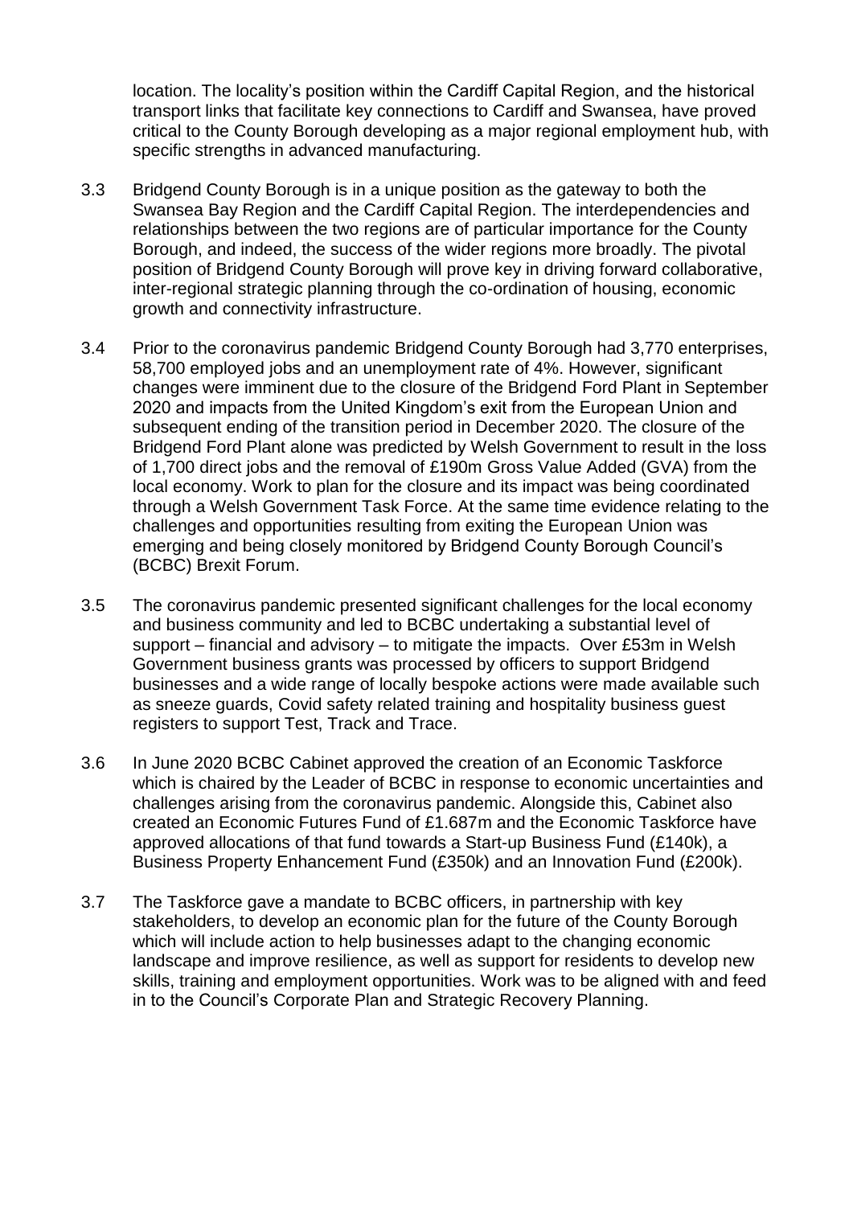location. The locality's position within the Cardiff Capital Region, and the historical transport links that facilitate key connections to Cardiff and Swansea, have proved critical to the County Borough developing as a major regional employment hub, with specific strengths in advanced manufacturing.

3.3 Bridgend County Borough is in a unique position as the gateway to both the Swansea Bay Region and the Cardiff Capital Region. The interdependencies and relationships between the two regions are of particular importance for the County Borough, and indeed, the success of the wider regions more broadly. The pivotal position of Bridgend County Borough will prove key in driving forward collaborative, inter-regional strategic planning through the co-ordination of housing, economic growth and connectivity infrastructure.

3.4 Prior to the coronavirus pandemic Bridgend County Borough had 3,770 enterprises, 58,700 employed jobs and an unemployment rate of 4%. However, significant changes were imminent due to the closure of the Bridgend Ford Plant in September 2020 and impacts from the United Kingdom's exit from the European Union and subsequent ending of the transition period in December 2020. The closure of the Bridgend Ford Plant alone was predicted by Welsh Government to result in the loss of 1,700 direct jobs and the removal of £190m Gross Value Added (GVA) from the local economy. Work to plan for the closure and its impact was being coordinated through a Welsh Government Task Force. At the same time evidence relating to the challenges and opportunities resulting from exiting the European Union was emerging and being closely monitored by Bridgend County Borough Council's (BCBC) Brexit Forum.

3.5 The coronavirus pandemic presented significant challenges for the local economy and business community and led to BCBC undertaking a substantial level of support – financial and advisory – to mitigate the impacts. Over £53m in Welsh Government business grants was processed by officers to support Bridgend businesses and a wide range of locally bespoke actions were made available such as sneeze guards, Covid safety related training and hospitality business guest registers to support Test, Track and Trace.

3.6 In June 2020 BCBC Cabinet approved the creation of an Economic Taskforce which is chaired by the Leader of BCBC in response to economic uncertainties and challenges arising from the coronavirus pandemic. Alongside this, Cabinet also created an Economic Futures Fund of £1.687m and the Economic Taskforce have approved allocations of that fund towards a Start-up Business Fund (£140k), a Business Property Enhancement Fund (£350k) and an Innovation Fund (£200k).

3.7 The Taskforce gave a mandate to BCBC officers, in partnership with key stakeholders, to develop an economic plan for the future of the County Borough which will include action to help businesses adapt to the changing economic landscape and improve resilience, as well as support for residents to develop new skills, training and employment opportunities. Work was to be aligned with and feed in to the Council's Corporate Plan and Strategic Recovery Planning.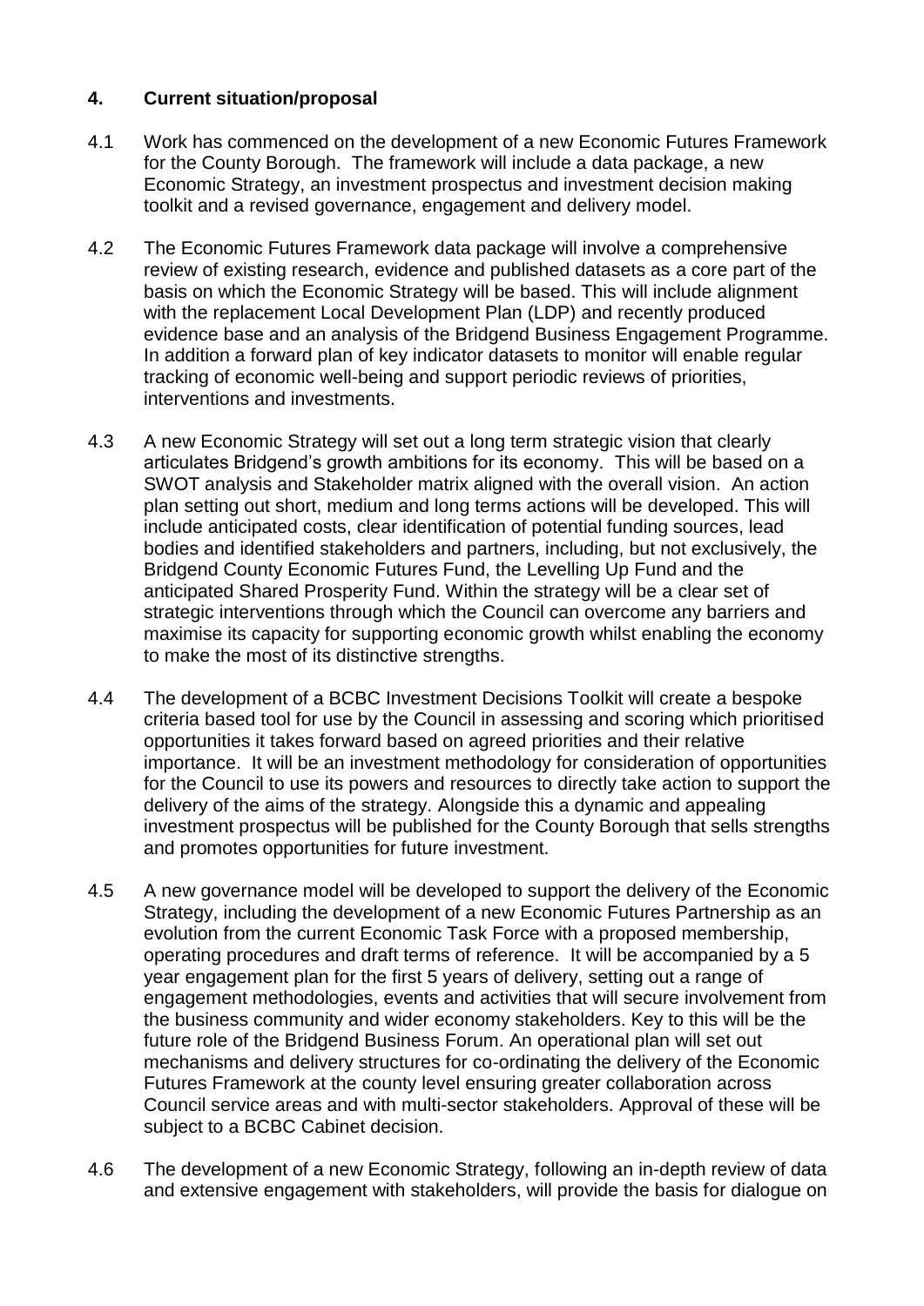## 4. Current situation/proposal

4.1 Work has commenced on the development of a new Economic Futures Framework for the County Borough. The framework will include a data package, a new Economic Strategy, an investment prospectus and investment decision making toolkit and a revised governance, engagement and delivery model.

4.2 The Economic Futures Framework data package will involve a comprehensive review of existing research, evidence and published datasets as a core part of the basis on which the Economic Strategy will be based. This will include alignment with the replacement Local Development Plan (LDP) and recently produced evidence base and an analysis of the Bridgend Business Engagement Programme. In addition a forward plan of key indicator datasets to monitor will enable regular tracking of economic well-being and support periodic reviews of priorities, interventions and investments.

4.3 A new Economic Strategy will set out a long term strategic vision that clearly articulates Bridgend's growth ambitions for its economy. This will be based on a SWOT analysis and Stakeholder matrix aligned with the overall vision. An action plan setting out short, medium and long terms actions will be developed. This will include anticipated costs, clear identification of potential funding sources, lead bodies and identified stakeholders and partners, including, but not exclusively, the Bridgend County Economic Futures Fund, the Levelling Up Fund and the anticipated Shared Prosperity Fund. Within the strategy will be a clear set of strategic interventions through which the Council can overcome any barriers and maximise its capacity for supporting economic growth whilst enabling the economy to make the most of its distinctive strengths.

4.4 The development of a BCBC Investment Decisions Toolkit will create a bespoke criteria based tool for use by the Council in assessing and scoring which prioritised opportunities it takes forward based on agreed priorities and their relative importance. It will be an investment methodology for consideration of opportunities for the Council to use its powers and resources to directly take action to support the delivery of the aims of the strategy. Alongside this a dynamic and appealing investment prospectus will be published for the County Borough that sells strengths and promotes opportunities for future investment.

4.5 A new governance model will be developed to support the delivery of the Economic Strategy, including the development of a new Economic Futures Partnership as an evolution from the current Economic Task Force with a proposed membership, operating procedures and draft terms of reference. It will be accompanied by a 5 year engagement plan for the first 5 years of delivery, setting out a range of engagement methodologies, events and activities that will secure involvement from the business community and wider economy stakeholders. Key to this will be the future role of the Bridgend Business Forum. An operational plan will set out mechanisms and delivery structures for co-ordinating the delivery of the Economic Futures Framework at the county level ensuring greater collaboration across Council service areas and with multi-sector stakeholders. Approval of these will be subject to a BCBC Cabinet decision.

4.6 The development of a new Economic Strategy, following an in-depth review of data and extensive engagement with stakeholders, will provide the basis for dialogue on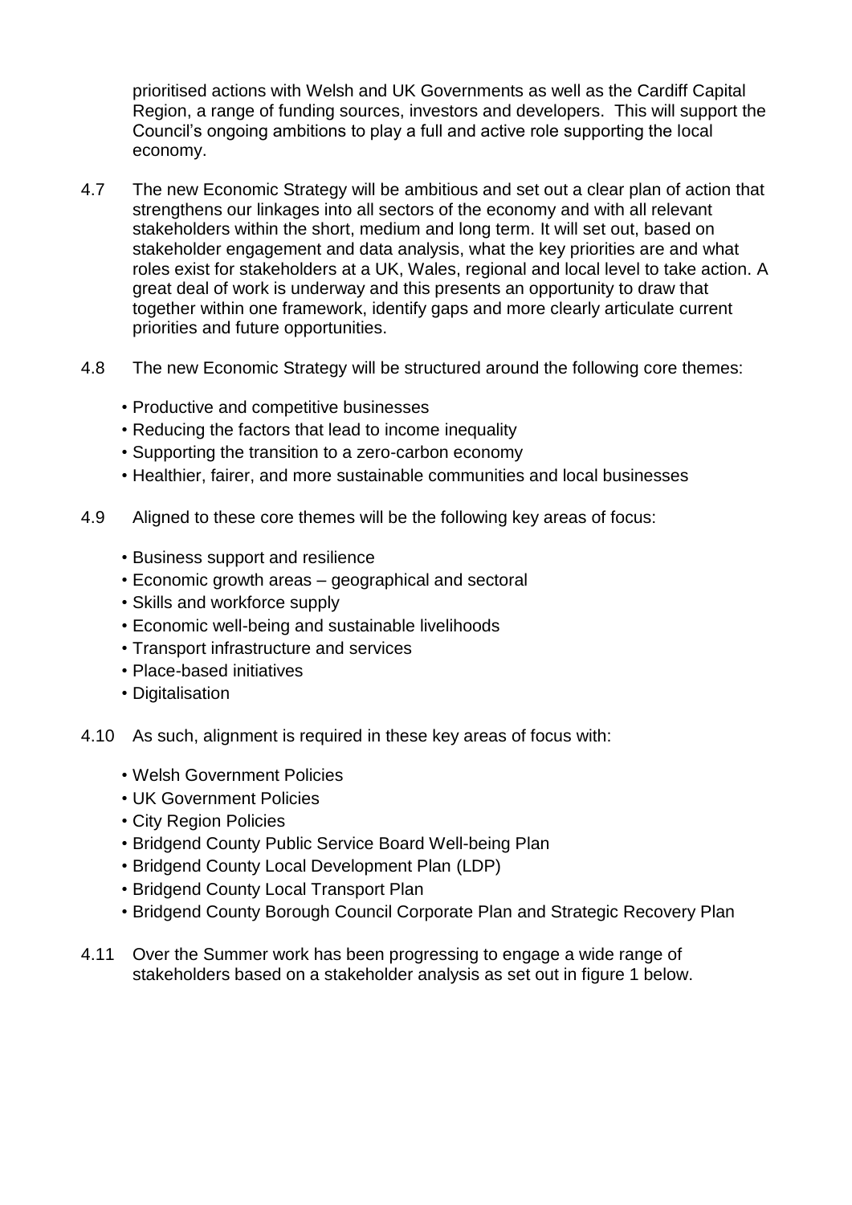prioritised actions with Welsh and UK Governments as well as the Cardiff Capital Region, a range of funding sources, investors and developers. This will support the Council's ongoing ambitions to play a full and active role supporting the local economy.

4.7 The new Economic Strategy will be ambitious and set out a clear plan of action that strengthens our linkages into all sectors of the economy and with all relevant stakeholders within the short, medium and long term. It will set out, based on stakeholder engagement and data analysis, what the key priorities are and what roles exist for stakeholders at a UK, Wales, regional and local level to take action. A great deal of work is underway and this presents an opportunity to draw that together within one framework, identify gaps and more clearly articulate current priorities and future opportunities.

4.8 The new Economic Strategy will be structured around the following core themes:

- Productive and competitive businesses
- Reducing the factors that lead to income inequality
- Supporting the transition to a zero-carbon economy
- Healthier, fairer, and more sustainable communities and local businesses

4.9 Aligned to these core themes will be the following key areas of focus:

- Business support and resilience
- Economic growth areas – geographical and sectoral
- Skills and workforce supply
- Economic well-being and sustainable livelihoods
- Transport infrastructure and services
- Place-based initiatives
- Digitalisation

4.10 As such, alignment is required in these key areas of focus with:

- Welsh Government Policies
- UK Government Policies
- City Region Policies
- Bridgend County Public Service Board Well-being Plan
- Bridgend County Local Development Plan (LDP)
- Bridgend County Local Transport Plan
- Bridgend County Borough Council Corporate Plan and Strategic Recovery Plan

4.11 Over the Summer work has been progressing to engage a wide range of stakeholders based on a stakeholder analysis as set out in figure 1 below.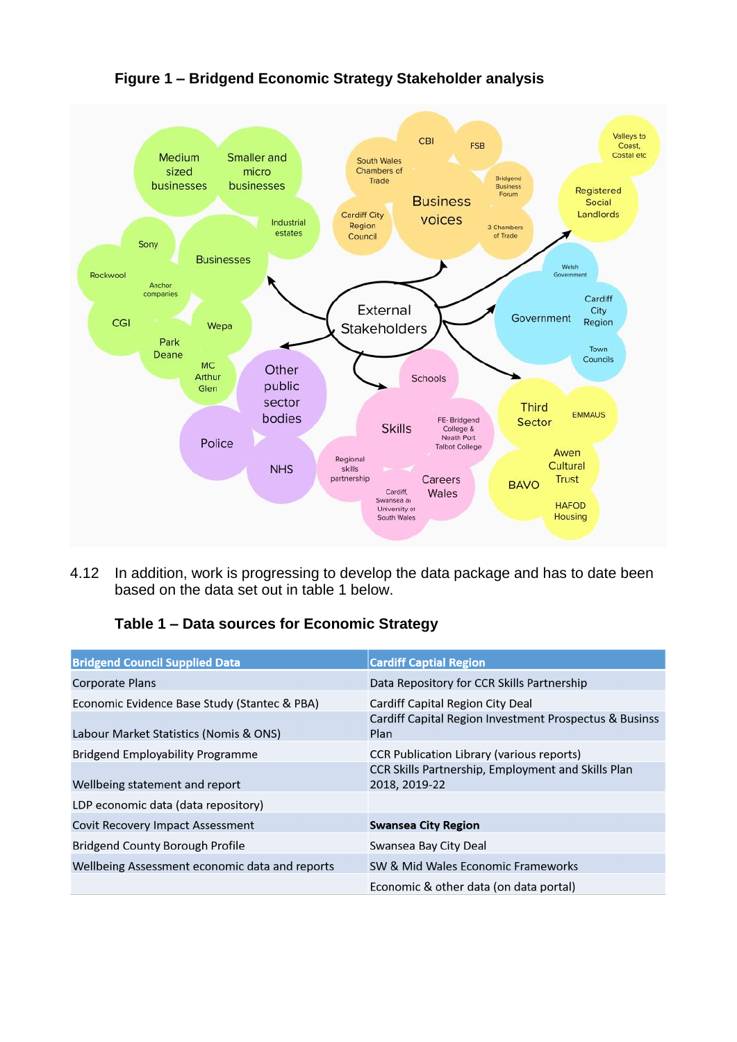**Figure 1 – Bridgend Economic Strategy Stakeholder analysis**

4.12 In addition, work is progressing to develop the data package and has to date been based on the data set out in table 1 below.

**Table 1 – Data sources for Economic Strategy**

| Bridgend Council Supplied Data | Cardiff Captial Region |
|---|---|
| Corporate Plans | Data Repository for CCR Skills Partnership |
| Economic Evidence Base Study (Stantec & PBA) | Cardiff Capital Region City Deal |
| Labour Market Statistics (Nomis & ONS) | Cardiff Capital Region Investment Prospectus & Businss Plan |
| Bridgend Employability Programme | CCR Publication Library (various reports) |
| Wellbeing statement and report | CCR Skills Partnership, Employment and Skills Plan 2018, 2019-22 |
| LDP economic data (data repository) | |
| Covit Recovery Impact Assessment | **Swansea City Region** |
| Bridgend County Borough Profile | Swansea Bay City Deal |
| Wellbeing Assessment economic data and reports | SW & Mid Wales Economic Frameworks |
| | Economic & other data (on data portal) |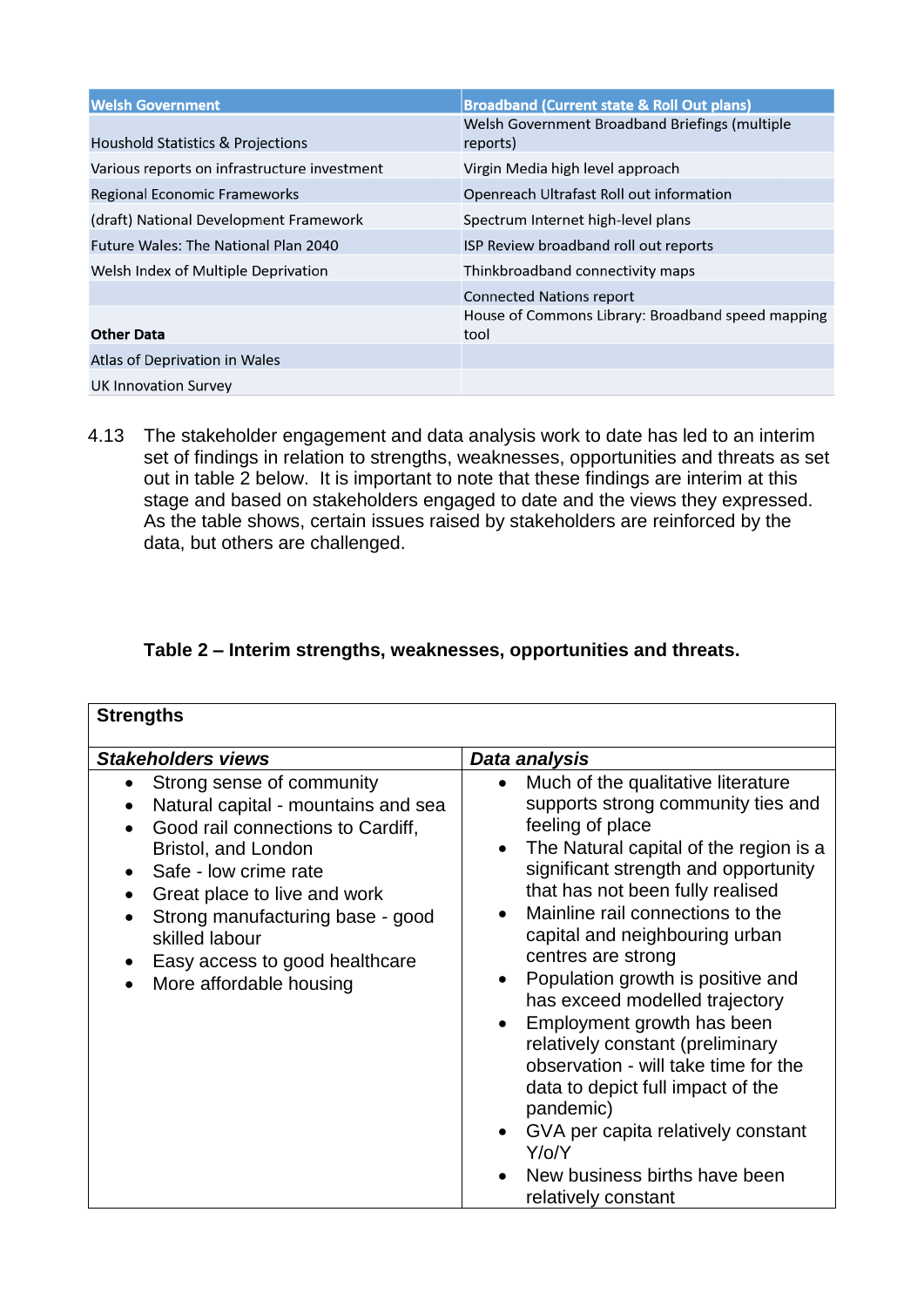| Welsh Government | Broadband (Current state & Roll Out plans) |
|---|---|
| Houshold Statistics & Projections | Welsh Government Broadband Briefings (multiple reports) |
| Various reports on infrastructure investment | Virgin Media high level approach |
| Regional Economic Frameworks | Openreach Ultrafast Roll out information |
| (draft) National Development Framework | Spectrum Internet high-level plans |
| Future Wales: The National Plan 2040 | ISP Review broadband roll out reports |
| Welsh Index of Multiple Deprivation | Thinkbroadband connectivity maps |
| | Connected Nations report |
| **Other Data** | House of Commons Library: Broadband speed mapping tool |
| Atlas of Deprivation in Wales | |
| UK Innovation Survey | |

4.13 The stakeholder engagement and data analysis work to date has led to an interim set of findings in relation to strengths, weaknesses, opportunities and threats as set out in table 2 below. It is important to note that these findings are interim at this stage and based on stakeholders engaged to date and the views they expressed. As the table shows, certain issues raised by stakeholders are reinforced by the data, but others are challenged.

**Table 2 – Interim strengths, weaknesses, opportunities and threats.**

| **Strengths** | |
|---|---|
| ***Stakeholders views*** | ***Data analysis*** |
| • Strong sense of community<br>• Natural capital - mountains and sea<br>• Good rail connections to Cardiff, Bristol, and London<br>• Safe - low crime rate<br>• Great place to live and work<br>• Strong manufacturing base - good skilled labour<br>• Easy access to good healthcare<br>• More affordable housing | • Much of the qualitative literature supports strong community ties and feeling of place<br>• The Natural capital of the region is a significant strength and opportunity that has not been fully realised<br>• Mainline rail connections to the capital and neighbouring urban centres are strong<br>• Population growth is positive and has exceed modelled trajectory<br>• Employment growth has been relatively constant (preliminary observation - will take time for the data to depict full impact of the pandemic)<br>• GVA per capita relatively constant Y/o/Y<br>• New business births have been relatively constant |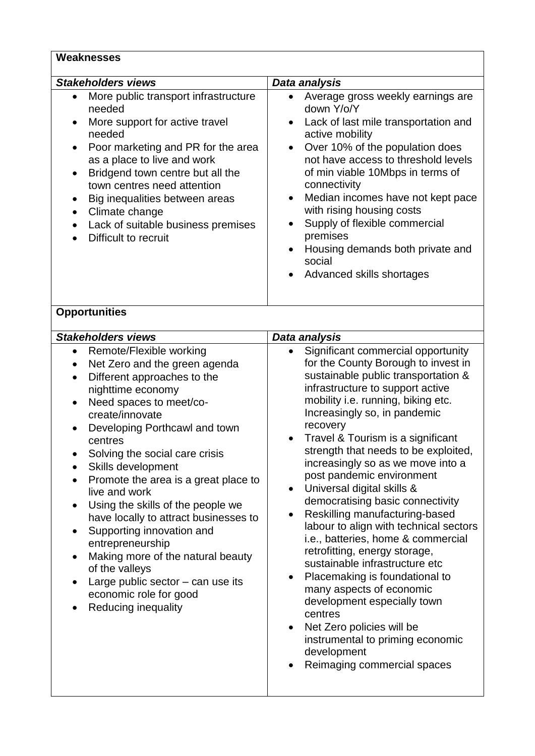| **Weaknesses** | |
|---|---|
| ***Stakeholders views*** | ***Data analysis*** |
| • More public transport infrastructure needed<br>• More support for active travel needed<br>• Poor marketing and PR for the area as a place to live and work<br>• Bridgend town centre but all the town centres need attention<br>• Big inequalities between areas<br>• Climate change<br>• Lack of suitable business premises<br>• Difficult to recruit | • Average gross weekly earnings are down Y/o/Y<br>• Lack of last mile transportation and active mobility<br>• Over 10% of the population does not have access to threshold levels of min viable 10Mbps in terms of connectivity<br>• Median incomes have not kept pace with rising housing costs<br>• Supply of flexible commercial premises<br>• Housing demands both private and social<br>• Advanced skills shortages |

| **Opportunities** | |
|---|---|
| ***Stakeholders views*** | ***Data analysis*** |
| • Remote/Flexible working<br>• Net Zero and the green agenda<br>• Different approaches to the nighttime economy<br>• Need spaces to meet/co-create/innovate<br>• Developing Porthcawl and town centres<br>• Solving the social care crisis<br>• Skills development<br>• Promote the area is a great place to live and work<br>• Using the skills of the people we have locally to attract businesses to<br>• Supporting innovation and entrepreneurship<br>• Making more of the natural beauty of the valleys<br>• Large public sector – can use its economic role for good<br>• Reducing inequality | • Significant commercial opportunity for the County Borough to invest in sustainable public transportation & infrastructure to support active mobility i.e. running, biking etc. Increasingly so, in pandemic recovery<br>• Travel & Tourism is a significant strength that needs to be exploited, increasingly so as we move into a post pandemic environment<br>• Universal digital skills & democratising basic connectivity<br>• Reskilling manufacturing-based labour to align with technical sectors i.e., batteries, home & commercial retrofitting, energy storage, sustainable infrastructure etc<br>• Placemaking is foundational to many aspects of economic development especially town centres<br>• Net Zero policies will be instrumental to priming economic development<br>• Reimaging commercial spaces |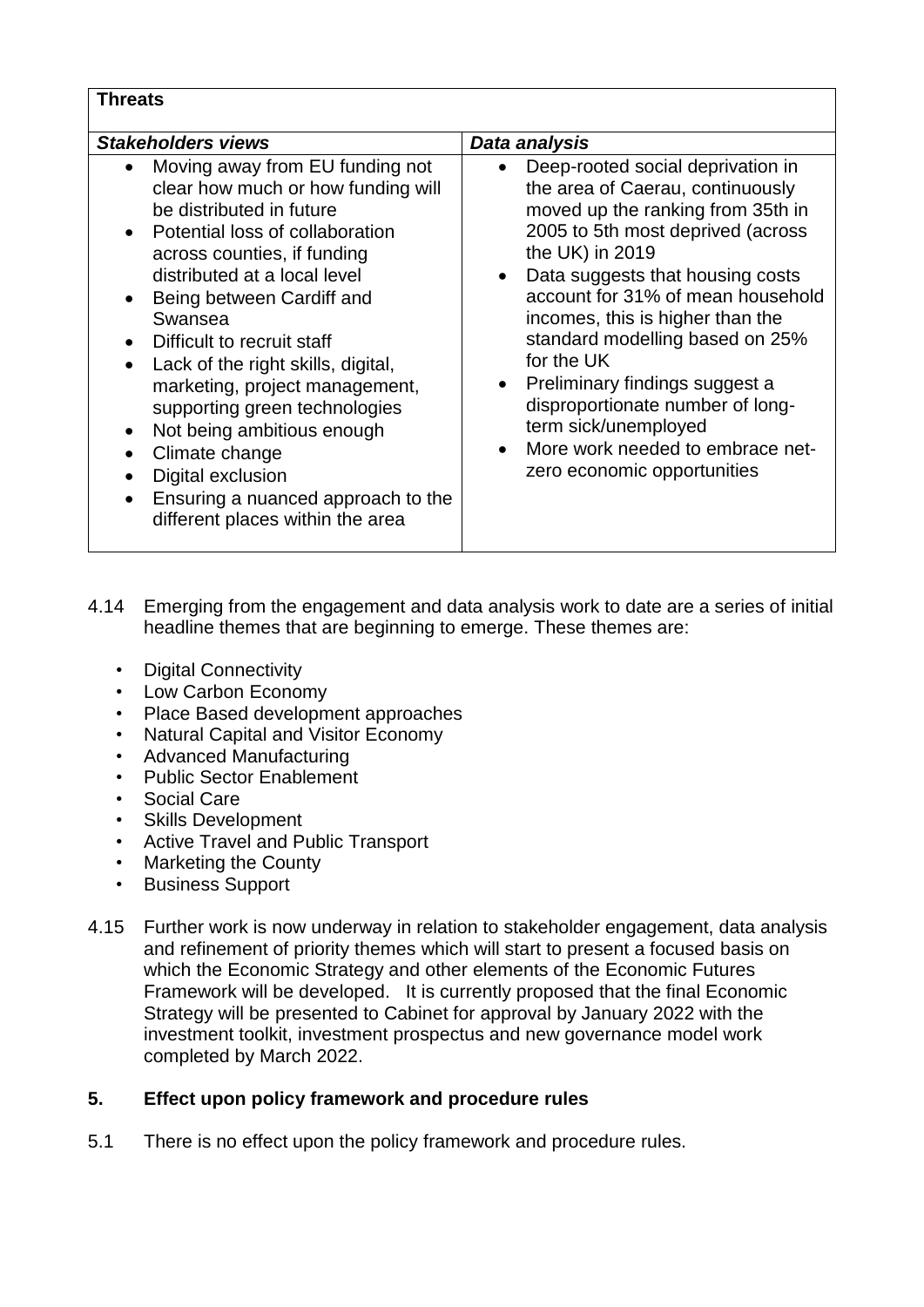| **Threats** | |
|---|---|
| ***Stakeholders views*** | ***Data analysis*** |
| • Moving away from EU funding not clear how much or how funding will be distributed in future<br>• Potential loss of collaboration across counties, if funding distributed at a local level<br>• Being between Cardiff and Swansea<br>• Difficult to recruit staff<br>• Lack of the right skills, digital, marketing, project management, supporting green technologies<br>• Not being ambitious enough<br>• Climate change<br>• Digital exclusion<br>• Ensuring a nuanced approach to the different places within the area | • Deep-rooted social deprivation in the area of Caerau, continuously moved up the ranking from 35th in 2005 to 5th most deprived (across the UK) in 2019<br>• Data suggests that housing costs account for 31% of mean household incomes, this is higher than the standard modelling based on 25% for the UK<br>• Preliminary findings suggest a disproportionate number of long-term sick/unemployed<br>• More work needed to embrace net-zero economic opportunities |

4.14 Emerging from the engagement and data analysis work to date are a series of initial headline themes that are beginning to emerge. These themes are:

- Digital Connectivity
- Low Carbon Economy
- Place Based development approaches
- Natural Capital and Visitor Economy
- Advanced Manufacturing
- Public Sector Enablement
- Social Care
- Skills Development
- Active Travel and Public Transport
- Marketing the County
- Business Support

4.15 Further work is now underway in relation to stakeholder engagement, data analysis and refinement of priority themes which will start to present a focused basis on which the Economic Strategy and other elements of the Economic Futures Framework will be developed. It is currently proposed that the final Economic Strategy will be presented to Cabinet for approval by January 2022 with the investment toolkit, investment prospectus and new governance model work completed by March 2022.

## 5. Effect upon policy framework and procedure rules

5.1 There is no effect upon the policy framework and procedure rules.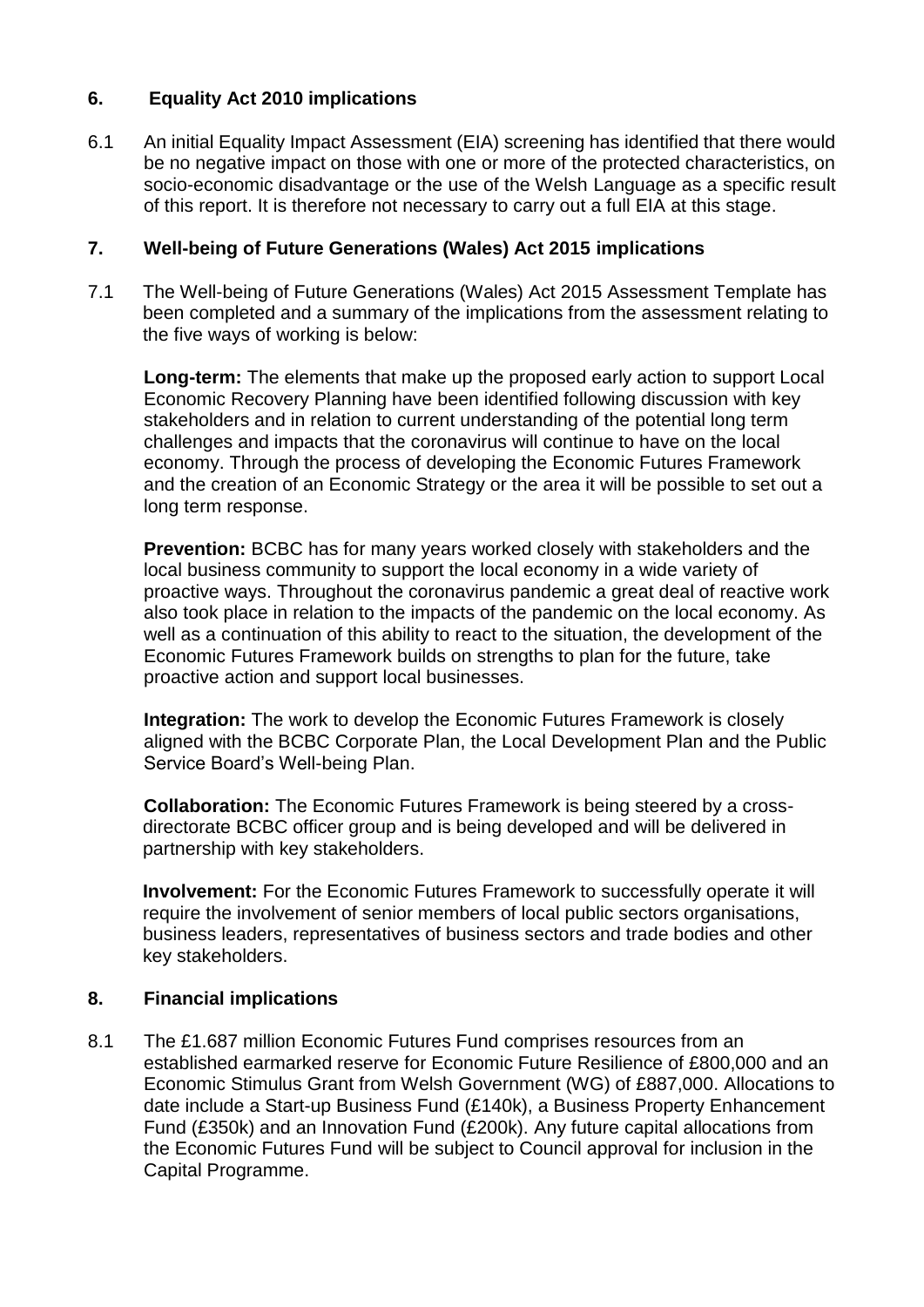## 6. Equality Act 2010 implications

6.1 An initial Equality Impact Assessment (EIA) screening has identified that there would be no negative impact on those with one or more of the protected characteristics, on socio-economic disadvantage or the use of the Welsh Language as a specific result of this report. It is therefore not necessary to carry out a full EIA at this stage.

## 7. Well-being of Future Generations (Wales) Act 2015 implications

7.1 The Well-being of Future Generations (Wales) Act 2015 Assessment Template has been completed and a summary of the implications from the assessment relating to the five ways of working is below:

**Long-term:** The elements that make up the proposed early action to support Local Economic Recovery Planning have been identified following discussion with key stakeholders and in relation to current understanding of the potential long term challenges and impacts that the coronavirus will continue to have on the local economy. Through the process of developing the Economic Futures Framework and the creation of an Economic Strategy or the area it will be possible to set out a long term response.

**Prevention:** BCBC has for many years worked closely with stakeholders and the local business community to support the local economy in a wide variety of proactive ways. Throughout the coronavirus pandemic a great deal of reactive work also took place in relation to the impacts of the pandemic on the local economy. As well as a continuation of this ability to react to the situation, the development of the Economic Futures Framework builds on strengths to plan for the future, take proactive action and support local businesses.

**Integration:** The work to develop the Economic Futures Framework is closely aligned with the BCBC Corporate Plan, the Local Development Plan and the Public Service Board's Well-being Plan.

**Collaboration:** The Economic Futures Framework is being steered by a cross-directorate BCBC officer group and is being developed and will be delivered in partnership with key stakeholders.

**Involvement:** For the Economic Futures Framework to successfully operate it will require the involvement of senior members of local public sectors organisations, business leaders, representatives of business sectors and trade bodies and other key stakeholders.

## 8. Financial implications

8.1 The £1.687 million Economic Futures Fund comprises resources from an established earmarked reserve for Economic Future Resilience of £800,000 and an Economic Stimulus Grant from Welsh Government (WG) of £887,000. Allocations to date include a Start-up Business Fund (£140k), a Business Property Enhancement Fund (£350k) and an Innovation Fund (£200k). Any future capital allocations from the Economic Futures Fund will be subject to Council approval for inclusion in the Capital Programme.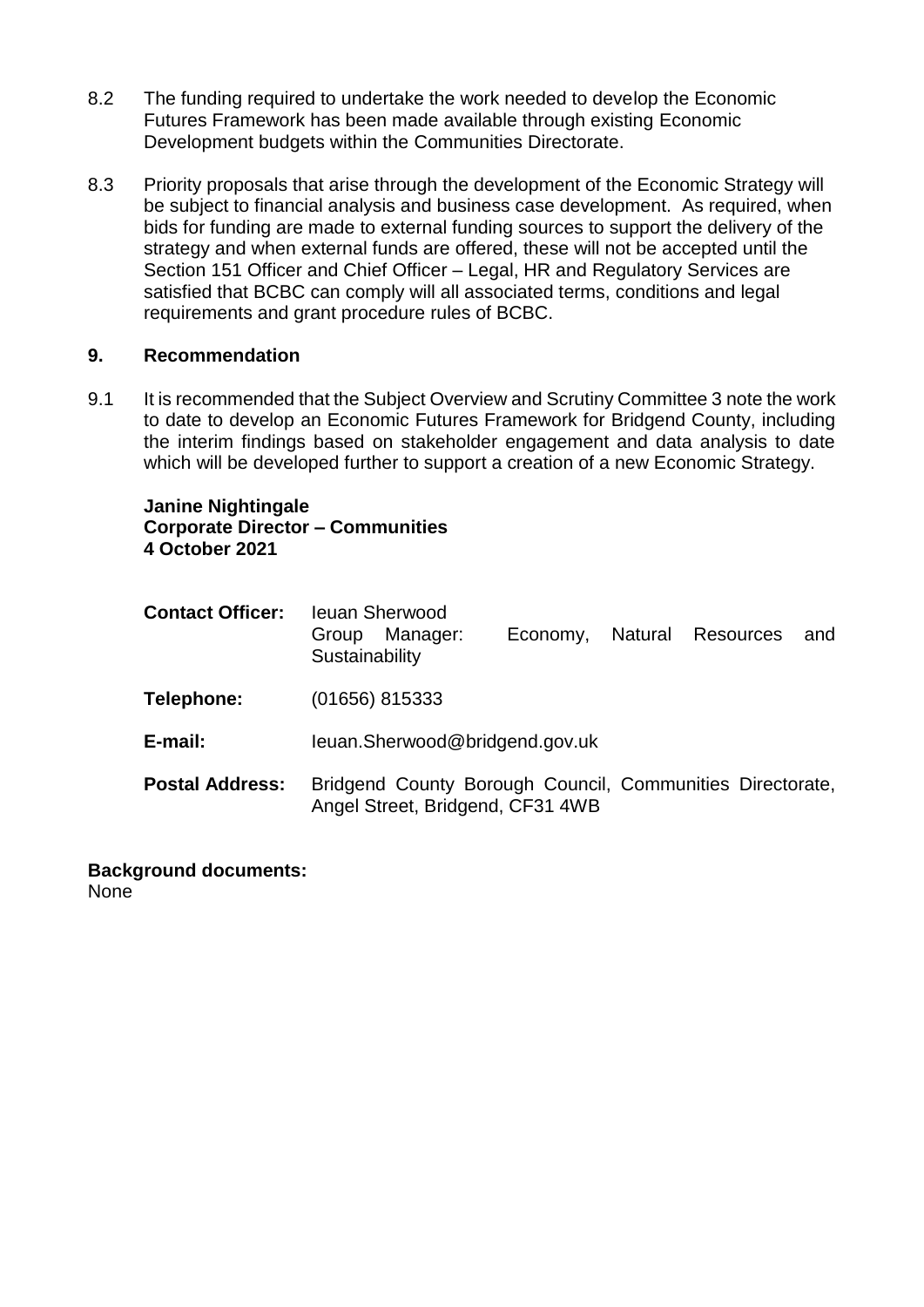8.2 The funding required to undertake the work needed to develop the Economic Futures Framework has been made available through existing Economic Development budgets within the Communities Directorate.

8.3 Priority proposals that arise through the development of the Economic Strategy will be subject to financial analysis and business case development. As required, when bids for funding are made to external funding sources to support the delivery of the strategy and when external funds are offered, these will not be accepted until the Section 151 Officer and Chief Officer – Legal, HR and Regulatory Services are satisfied that BCBC can comply will all associated terms, conditions and legal requirements and grant procedure rules of BCBC.

## 9. Recommendation

9.1 It is recommended that the Subject Overview and Scrutiny Committee 3 note the work to date to develop an Economic Futures Framework for Bridgend County, including the interim findings based on stakeholder engagement and data analysis to date which will be developed further to support a creation of a new Economic Strategy.

**Janine Nightingale**
**Corporate Director – Communities**
**4 October 2021**

| | |
|---|---|
| **Contact Officer:** | Ieuan Sherwood<br>Group Manager: Economy, Natural Resources and Sustainability |
| **Telephone:** | (01656) 815333 |
| **E-mail:** | Ieuan.Sherwood@bridgend.gov.uk |
| **Postal Address:** | Bridgend County Borough Council, Communities Directorate, Angel Street, Bridgend, CF31 4WB |

**Background documents:**
None